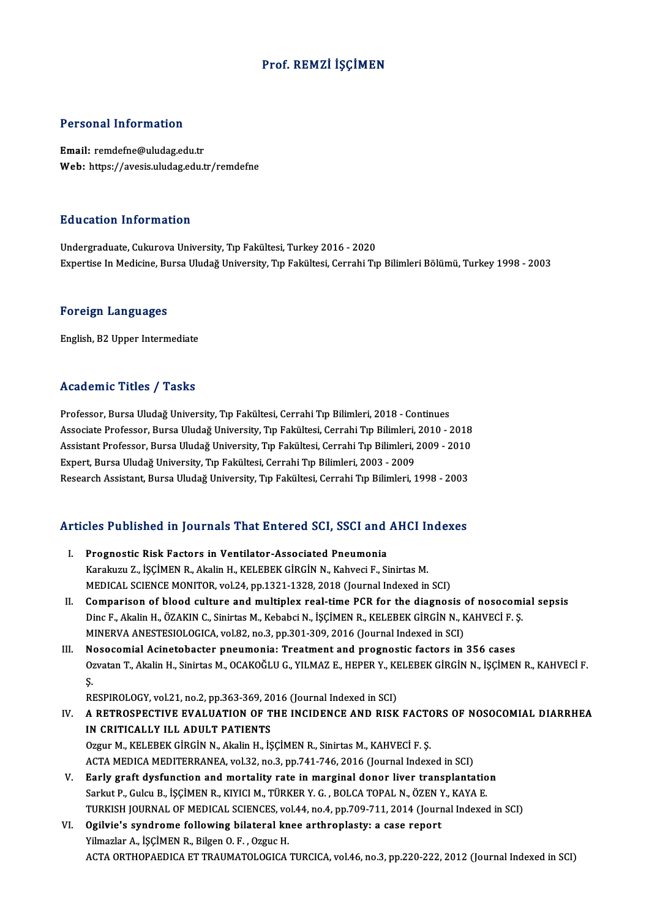# Prof. REMZİ İŞÇİMEN

## Personal Information

**Email:** remdefne@uludag.edu.tr
**Web:** https://avesis.uludag.edu.tr/remdefne

## Education Information

Undergraduate, Cukurova University, Tıp Fakültesi, Turkey 2016 - 2020
Expertise In Medicine, Bursa Uludağ University, Tıp Fakültesi, Cerrahi Tıp Bilimleri Bölümü, Turkey 1998 - 2003

## Foreign Languages

English, B2 Upper Intermediate

## Academic Titles / Tasks

Professor, Bursa Uludağ University, Tıp Fakültesi, Cerrahi Tıp Bilimleri, 2018 - Continues
Associate Professor, Bursa Uludağ University, Tıp Fakültesi, Cerrahi Tıp Bilimleri, 2010 - 2018
Assistant Professor, Bursa Uludağ University, Tıp Fakültesi, Cerrahi Tıp Bilimleri, 2009 - 2010
Expert, Bursa Uludağ University, Tıp Fakültesi, Cerrahi Tıp Bilimleri, 2003 - 2009
Research Assistant, Bursa Uludağ University, Tıp Fakültesi, Cerrahi Tıp Bilimleri, 1998 - 2003

## Articles Published in Journals That Entered SCI, SSCI and AHCI Indexes

I. **Prognostic Risk Factors in Ventilator-Associated Pneumonia**
Karakuzu Z., İŞÇİMEN R., Akalin H., KELEBEK GİRGİN N., Kahveci F., Sinirtas M.
MEDICAL SCIENCE MONITOR, vol.24, pp.1321-1328, 2018 (Journal Indexed in SCI)

II. **Comparison of blood culture and multiplex real-time PCR for the diagnosis of nosocomial sepsis**
Dinc F., Akalin H., ÖZAKIN C., Sinirtas M., Kebabci N., İŞÇİMEN R., KELEBEK GİRGİN N., KAHVECİ F. Ş.
MINERVA ANESTESIOLOGICA, vol.82, no.3, pp.301-309, 2016 (Journal Indexed in SCI)

III. **Nosocomial Acinetobacter pneumonia: Treatment and prognostic factors in 356 cases**
Ozvatan T., Akalin H., Sinirtas M., OCAKOĞLU G., YILMAZ E., HEPER Y., KELEBEK GİRGİN N., İŞÇİMEN R., KAHVECİ F. Ş.
RESPIROLOGY, vol.21, no.2, pp.363-369, 2016 (Journal Indexed in SCI)

IV. **A RETROSPECTIVE EVALUATION OF THE INCIDENCE AND RISK FACTORS OF NOSOCOMIAL DIARRHEA IN CRITICALLY ILL ADULT PATIENTS**
Ozgur M., KELEBEK GİRGİN N., Akalin H., İŞÇİMEN R., Sinirtas M., KAHVECİ F. Ş.
ACTA MEDICA MEDITERRANEA, vol.32, no.3, pp.741-746, 2016 (Journal Indexed in SCI)

V. **Early graft dysfunction and mortality rate in marginal donor liver transplantation**
Sarkut P., Gulcu B., İŞÇİMEN R., KIYICI M., TÜRKER Y. G. , BOLCA TOPAL N., ÖZEN Y., KAYA E.
TURKISH JOURNAL OF MEDICAL SCIENCES, vol.44, no.4, pp.709-711, 2014 (Journal Indexed in SCI)

VI. **Ogilvie's syndrome following bilateral knee arthroplasty: a case report**
Yilmazlar A., İŞÇİMEN R., Bilgen O. F. , Ozguc H.
ACTA ORTHOPAEDICA ET TRAUMATOLOGICA TURCICA, vol.46, no.3, pp.220-222, 2012 (Journal Indexed in SCI)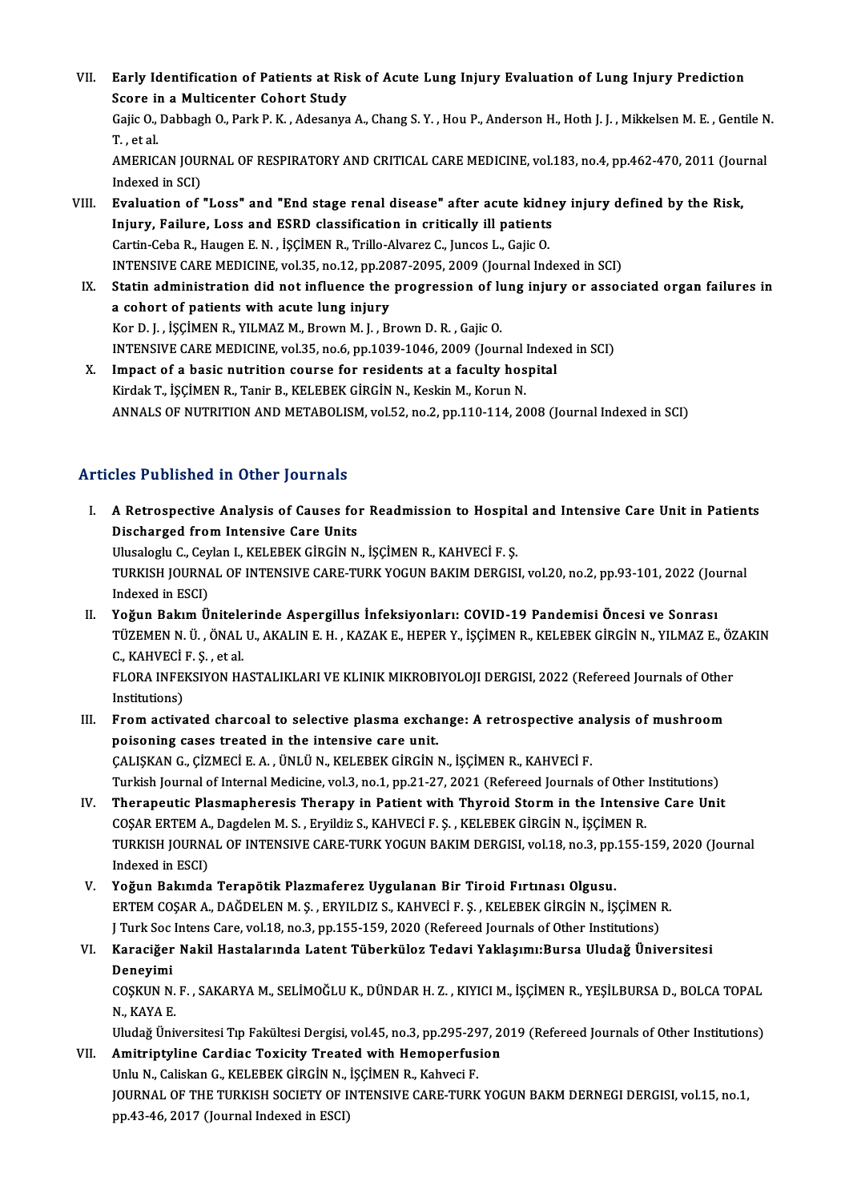VII. **Early Identification of Patients at Risk of Acute Lung Injury Evaluation of Lung Injury Prediction Score in a Multicenter Cohort Study**
Gajic O., Dabbagh O., Park P. K. , Adesanya A., Chang S. Y. , Hou P., Anderson H., Hoth J. J. , Mikkelsen M. E. , Gentile N. T. , et al.
AMERICAN JOURNAL OF RESPIRATORY AND CRITICAL CARE MEDICINE, vol.183, no.4, pp.462-470, 2011 (Journal Indexed in SCI)

VIII. **Evaluation of "Loss" and "End stage renal disease" after acute kidney injury defined by the Risk, Injury, Failure, Loss and ESRD classification in critically ill patients**
Cartin-Ceba R., Haugen E. N. , İŞÇİMEN R., Trillo-Alvarez C., Juncos L., Gajic O.
INTENSIVE CARE MEDICINE, vol.35, no.12, pp.2087-2095, 2009 (Journal Indexed in SCI)

IX. **Statin administration did not influence the progression of lung injury or associated organ failures in a cohort of patients with acute lung injury**
Kor D. J. , İŞÇİMEN R., YILMAZ M., Brown M. J. , Brown D. R. , Gajic O.
INTENSIVE CARE MEDICINE, vol.35, no.6, pp.1039-1046, 2009 (Journal Indexed in SCI)

X. **Impact of a basic nutrition course for residents at a faculty hospital**
Kirdak T., İŞÇİMEN R., Tanir B., KELEBEK GİRGİN N., Keskin M., Korun N.
ANNALS OF NUTRITION AND METABOLISM, vol.52, no.2, pp.110-114, 2008 (Journal Indexed in SCI)

## Articles Published in Other Journals

I. **A Retrospective Analysis of Causes for Readmission to Hospital and Intensive Care Unit in Patients Discharged from Intensive Care Units**
Ulusaloglu C., Ceylan I., KELEBEK GİRGİN N., İŞÇİMEN R., KAHVECİ F. Ş.
TURKISH JOURNAL OF INTENSIVE CARE-TURK YOGUN BAKIM DERGISI, vol.20, no.2, pp.93-101, 2022 (Journal Indexed in ESCI)

II. **Yoğun Bakım Ünitelerinde Aspergillus İnfeksiyonları: COVID-19 Pandemisi Öncesi ve Sonrası**
TÜZEMEN N. Ü. , ÖNAL U., AKALIN E. H. , KAZAK E., HEPER Y., İŞÇİMEN R., KELEBEK GİRGİN N., YILMAZ E., ÖZAKIN C., KAHVECİ F. Ş. , et al.
FLORA INFEKSIYON HASTALIKLARI VE KLINIK MIKROBIYOLOJI DERGISI, 2022 (Refereed Journals of Other Institutions)

III. **From activated charcoal to selective plasma exchange: A retrospective analysis of mushroom poisoning cases treated in the intensive care unit.**
ÇALIŞKAN G., ÇİZMECİ E. A. , ÜNLÜ N., KELEBEK GİRGİN N., İŞÇİMEN R., KAHVECİ F.
Turkish Journal of Internal Medicine, vol.3, no.1, pp.21-27, 2021 (Refereed Journals of Other Institutions)

IV. **Therapeutic Plasmapheresis Therapy in Patient with Thyroid Storm in the Intensive Care Unit**
COŞAR ERTEM A., Dagdelen M. S. , Eryildiz S., KAHVECİ F. Ş. , KELEBEK GİRGİN N., İŞÇİMEN R.
TURKISH JOURNAL OF INTENSIVE CARE-TURK YOGUN BAKIM DERGISI, vol.18, no.3, pp.155-159, 2020 (Journal Indexed in ESCI)

V. **Yoğun Bakımda Terapötik Plazmaferez Uygulanan Bir Tiroid Fırtınası Olgusu.**
ERTEM COŞAR A., DAĞDELEN M. Ş. , ERYILDIZ S., KAHVECİ F. Ş. , KELEBEK GİRGİN N., İŞÇİMEN R.
J Turk Soc Intens Care, vol.18, no.3, pp.155-159, 2020 (Refereed Journals of Other Institutions)

VI. **Karaciğer Nakil Hastalarında Latent Tüberküloz Tedavi Yaklaşımı:Bursa Uludağ Üniversitesi Deneyimi**
COŞKUN N. F. , SAKARYA M., SELİMOĞLU K., DÜNDAR H. Z. , KIYICI M., İŞÇİMEN R., YEŞİLBURSA D., BOLCA TOPAL N., KAYA E.
Uludağ Üniversitesi Tıp Fakültesi Dergisi, vol.45, no.3, pp.295-297, 2019 (Refereed Journals of Other Institutions)

VII. **Amitriptyline Cardiac Toxicity Treated with Hemoperfusion**
Unlu N., Caliskan G., KELEBEK GİRGİN N., İŞÇİMEN R., Kahveci F.
JOURNAL OF THE TURKISH SOCIETY OF INTENSIVE CARE-TURK YOGUN BAKM DERNEGI DERGISI, vol.15, no.1, pp.43-46, 2017 (Journal Indexed in ESCI)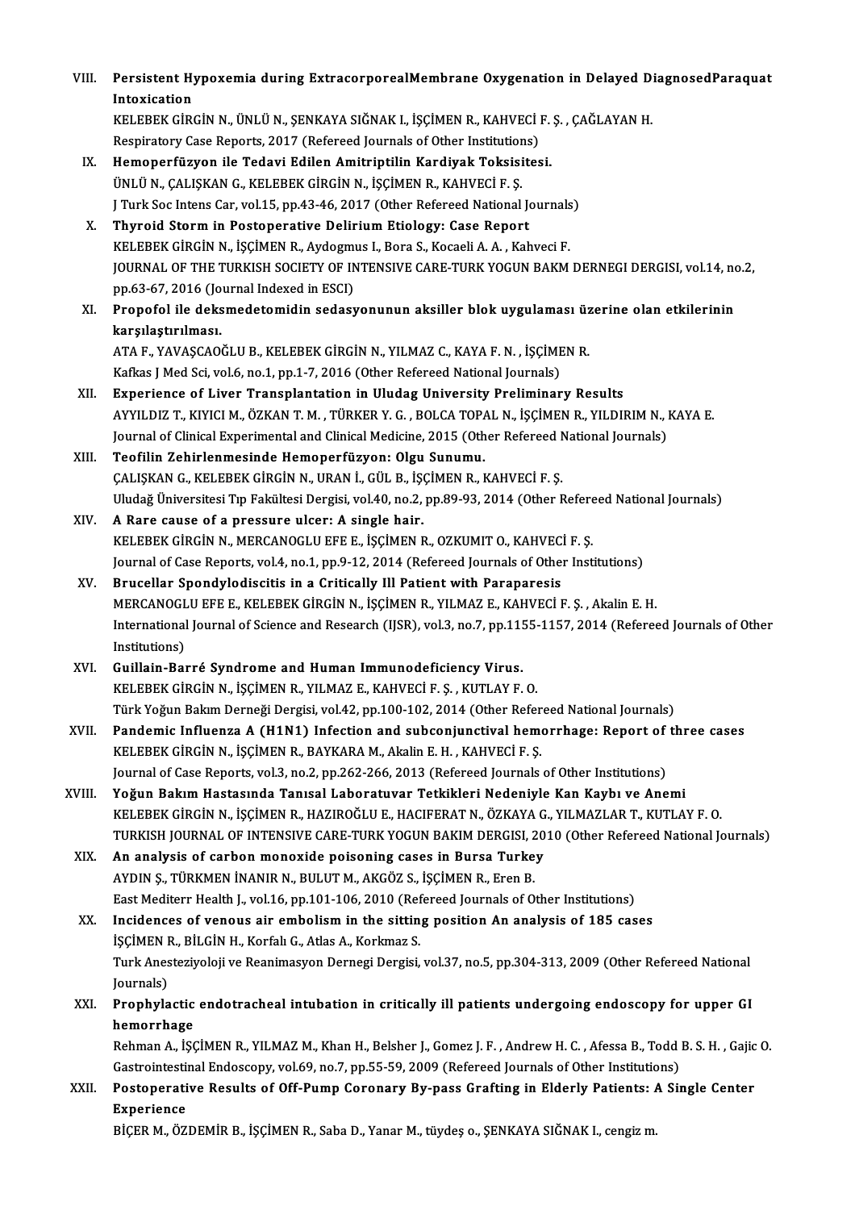VIII. **Persistent Hypoxemia during ExtracorporealMembrane Oxygenation in Delayed DiagnosedParaquat Intoxication**
KELEBEK GİRGİN N., ÜNLÜ N., ŞENKAYA SIĞNAK I., İŞÇİMEN R., KAHVECİ F. Ş. , ÇAĞLAYAN H.
Respiratory Case Reports, 2017 (Refereed Journals of Other Institutions)

IX. **Hemoperfüzyon ile Tedavi Edilen Amitriptilin Kardiyak Toksisitesi.**
ÜNLÜ N., ÇALIŞKAN G., KELEBEK GİRGİN N., İŞÇİMEN R., KAHVECİ F. Ş.
J Turk Soc Intens Car, vol.15, pp.43-46, 2017 (Other Refereed National Journals)

X. **Thyroid Storm in Postoperative Delirium Etiology: Case Report**
KELEBEK GİRGİN N., İŞÇİMEN R., Aydogmus I., Bora S., Kocaeli A. A. , Kahveci F.
JOURNAL OF THE TURKISH SOCIETY OF INTENSIVE CARE-TURK YOGUN BAKM DERNEGI DERGISI, vol.14, no.2, pp.63-67, 2016 (Journal Indexed in ESCI)

XI. **Propofol ile deksmedetomidin sedasyonunun aksiller blok uygulaması üzerine olan etkilerinin karşılaştırılması.**
ATA F., YAVAŞCAOĞLU B., KELEBEK GİRGİN N., YILMAZ C., KAYA F. N. , İŞÇİMEN R.
Kafkas J Med Sci, vol.6, no.1, pp.1-7, 2016 (Other Refereed National Journals)

XII. **Experience of Liver Transplantation in Uludag University Preliminary Results**
AYYILDIZ T., KIYICI M., ÖZKAN T. M. , TÜRKER Y. G. , BOLCA TOPAL N., İŞÇİMEN R., YILDIRIM N., KAYA E.
Journal of Clinical Experimental and Clinical Medicine, 2015 (Other Refereed National Journals)

XIII. **Teofilin Zehirlenmesinde Hemoperfüzyon: Olgu Sunumu.**
ÇALIŞKAN G., KELEBEK GİRGİN N., URAN İ., GÜL B., İŞÇİMEN R., KAHVECİ F. Ş.
Uludağ Üniversitesi Tıp Fakültesi Dergisi, vol.40, no.2, pp.89-93, 2014 (Other Refereed National Journals)

XIV. **A Rare cause of a pressure ulcer: A single hair.**
KELEBEK GİRGİN N., MERCANOGLU EFE E., İŞÇİMEN R., OZKUMIT O., KAHVECİ F. Ş.
Journal of Case Reports, vol.4, no.1, pp.9-12, 2014 (Refereed Journals of Other Institutions)

XV. **Brucellar Spondylodiscitis in a Critically Ill Patient with Paraparesis**
MERCANOGLU EFE E., KELEBEK GİRGİN N., İŞÇİMEN R., YILMAZ E., KAHVECİ F. Ş. , Akalin E. H.
International Journal of Science and Research (IJSR), vol.3, no.7, pp.1155-1157, 2014 (Refereed Journals of Other Institutions)

XVI. **Guillain-Barré Syndrome and Human Immunodeficiency Virus.**
KELEBEK GİRGİN N., İŞÇİMEN R., YILMAZ E., KAHVECİ F. Ş. , KUTLAY F. O.
Türk Yoğun Bakım Derneği Dergisi, vol.42, pp.100-102, 2014 (Other Refereed National Journals)

XVII. **Pandemic Influenza A (H1N1) Infection and subconjunctival hemorrhage: Report of three cases**
KELEBEK GİRGİN N., İŞÇİMEN R., BAYKARA M., Akalin E. H. , KAHVECİ F. Ş.
Journal of Case Reports, vol.3, no.2, pp.262-266, 2013 (Refereed Journals of Other Institutions)

XVIII. **Yoğun Bakım Hastasında Tanısal Laboratuvar Tetkikleri Nedeniyle Kan Kaybı ve Anemi**
KELEBEK GİRGİN N., İŞÇİMEN R., HAZIROĞLU E., HACIFERAT N., ÖZKAYA G., YILMAZLAR T., KUTLAY F. O.
TURKISH JOURNAL OF INTENSIVE CARE-TURK YOGUN BAKIM DERGISI, 2010 (Other Refereed National Journals)

XIX. **An analysis of carbon monoxide poisoning cases in Bursa Turkey**
AYDIN Ş., TÜRKMEN İNANIR N., BULUT M., AKGÖZ S., İŞÇİMEN R., Eren B.
East Mediterr Health J., vol.16, pp.101-106, 2010 (Refereed Journals of Other Institutions)

XX. **Incidences of venous air embolism in the sitting position An analysis of 185 cases**
İŞÇİMEN R., BİLGİN H., Korfalı G., Atlas A., Korkmaz S.
Turk Anesteziyoloji ve Reanimasyon Dernegi Dergisi, vol.37, no.5, pp.304-313, 2009 (Other Refereed National Journals)

XXI. **Prophylactic endotracheal intubation in critically ill patients undergoing endoscopy for upper GI hemorrhage**
Rehman A., İŞÇİMEN R., YILMAZ M., Khan H., Belsher J., Gomez J. F. , Andrew H. C. , Afessa B., Todd B. S. H. , Gajic O.
Gastrointestinal Endoscopy, vol.69, no.7, pp.55-59, 2009 (Refereed Journals of Other Institutions)

XXII. **Postoperative Results of Off-Pump Coronary By-pass Grafting in Elderly Patients: A Single Center Experience**
BİÇER M., ÖZDEMİR B., İŞÇİMEN R., Saba D., Yanar M., tüydeş o., ŞENKAYA SIĞNAK I., cengiz m.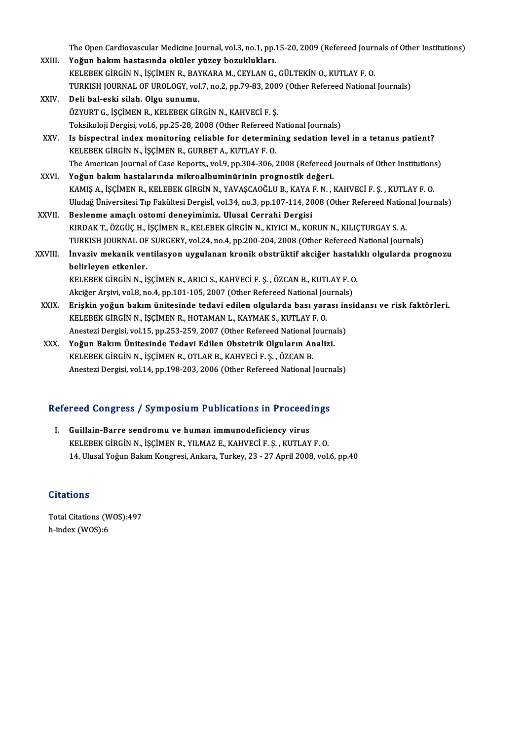The Open Cardiovascular Medicine Journal, vol.3, no.1, pp.15-20, 2009 (Refereed Journals of Other Institutions)

XXIII. **Yoğun bakım hastasında oküler yüzey bozuklukları.**
KELEBEK GİRGİN N., İŞÇİMEN R., BAYKARA M., CEYLAN G., GÜLTEKİN O., KUTLAY F. O.
TURKISH JOURNAL OF UROLOGY, vol.7, no.2, pp.79-83, 2009 (Other Refereed National Journals)

XXIV. **Deli bal-eski silah. Olgu sunumu.**
ÖZYURT G., İŞÇİMEN R., KELEBEK GİRGİN N., KAHVECİ F. Ş.
Toksikoloji Dergisi, vol.6, pp.25-28, 2008 (Other Refereed National Journals)

XXV. **Is bispectral index monitoring reliable for determining sedation level in a tetanus patient?**
KELEBEK GİRGİN N., İŞÇİMEN R., GURBET A., KUTLAY F. O.
The American Journal of Case Reports,, vol.9, pp.304-306, 2008 (Refereed Journals of Other Institutions)

XXVI. **Yoğun bakım hastalarında mikroalbuminürinin prognostik değeri.**
KAMIŞ A., İŞÇİMEN R., KELEBEK GİRGİN N., YAVAŞCAOĞLU B., KAYA F. N. , KAHVECİ F. Ş. , KUTLAY F. O.
Uludağ Üniversitesi Tıp Fakültesi Dergisİ, vol.34, no.3, pp.107-114, 2008 (Other Refereed National Journals)

XXVII. **Beslenme amaçlı ostomi deneyimimiz. Ulusal Cerrahi Dergisi**
KIRDAK T., ÖZGÜÇ H., İŞÇİMEN R., KELEBEK GİRGİN N., KIYICI M., KORUN N., KILIÇTURGAY S. A.
TURKISH JOURNAL OF SURGERY, vol.24, no.4, pp.200-204, 2008 (Other Refereed National Journals)

XXVIII. **İnvaziv mekanik ventilasyon uygulanan kronik obstrüktif akciğer hastalıklı olgularda prognozu belirleyen etkenler.**
KELEBEK GİRGİN N., İŞÇİMEN R., ARICI S., KAHVECİ F. Ş. , ÖZCAN B., KUTLAY F. O.
Akciğer Arşivi, vol.8, no.4, pp.101-105, 2007 (Other Refereed National Journals)

XXIX. **Erişkin yoğun bakım ünitesinde tedavi edilen olgularda bası yarası insidansı ve risk faktörleri.**
KELEBEK GİRGİN N., İŞÇİMEN R., HOTAMAN L., KAYMAK S., KUTLAY F. O.
Anestezi Dergisi, vol.15, pp.253-259, 2007 (Other Refereed National Journals)

XXX. **Yoğun Bakım Ünitesinde Tedavi Edilen Obstetrik Olguların Analizi.**
KELEBEK GİRGİN N., İŞÇİMEN R., OTLAR B., KAHVECİ F. Ş. , ÖZCAN B.
Anestezi Dergisi, vol.14, pp.198-203, 2006 (Other Refereed National Journals)

## Refereed Congress / Symposium Publications in Proceedings

I. **Guillain-Barre sendromu ve human immunodeficiency virus**
KELEBEK GİRGİN N., İŞÇİMEN R., YILMAZ E., KAHVECİ F. Ş. , KUTLAY F. O.
14. Ulusal Yoğun Bakım Kongresi, Ankara, Turkey, 23 - 27 April 2008, vol.6, pp.40

## Citations

Total Citations (WOS):497
h-index (WOS):6